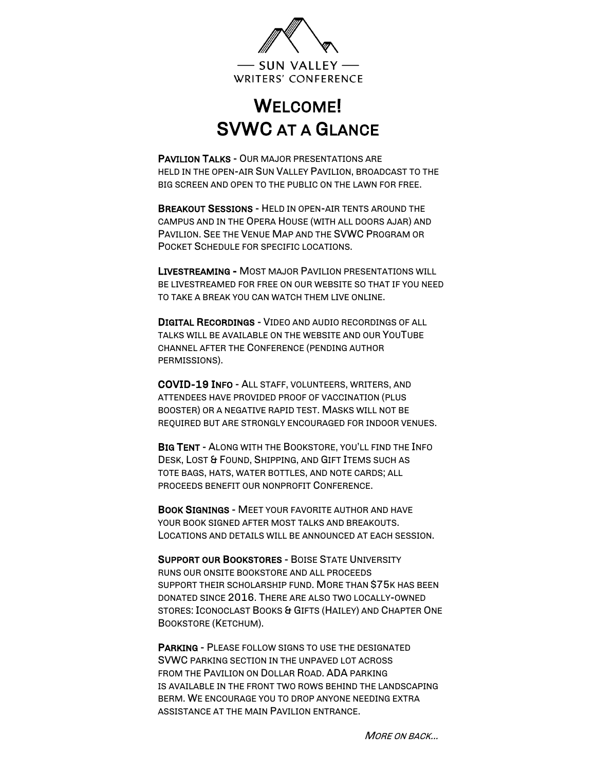— SUN VALLEY —
WRITERS' CONFERENCE

# Welcome!
# SVWC at a Glance

**Pavilion Talks** - Our major presentations are held in the open-air Sun Valley Pavilion, broadcast to the big screen and open to the public on the lawn for free.

**Breakout Sessions** - Held in open-air tents around the campus and in the Opera House (with all doors ajar) and Pavilion. See the Venue Map and the SVWC Program or Pocket Schedule for specific locations.

**Livestreaming** - Most major Pavilion presentations will be livestreamed for free on our website so that if you need to take a break you can watch them live online.

**Digital Recordings** - Video and audio recordings of all talks will be available on the website and our YouTube channel after the Conference (pending author permissions).

**COVID-19 Info** - All staff, volunteers, writers, and attendees have provided proof of vaccination (plus booster) or a negative rapid test. Masks will not be required but are strongly encouraged for indoor venues.

**Big Tent** - Along with the Bookstore, you'll find the Info Desk, Lost & Found, Shipping, and Gift Items such as tote bags, hats, water bottles, and note cards; all proceeds benefit our nonprofit Conference.

**Book Signings** - Meet your favorite author and have your book signed after most talks and breakouts. Locations and details will be announced at each session.

**Support our Bookstores** - Boise State University runs our onsite bookstore and all proceeds support their scholarship fund. More than $75k has been donated since 2016. There are also two locally-owned stores: Iconoclast Books & Gifts (Hailey) and Chapter One Bookstore (Ketchum).

**Parking** - Please follow signs to use the designated SVWC parking section in the unpaved lot across from the Pavilion on Dollar Road. ADA parking is available in the front two rows behind the landscaping berm. We encourage you to drop anyone needing extra assistance at the main Pavilion entrance.

*More on back...*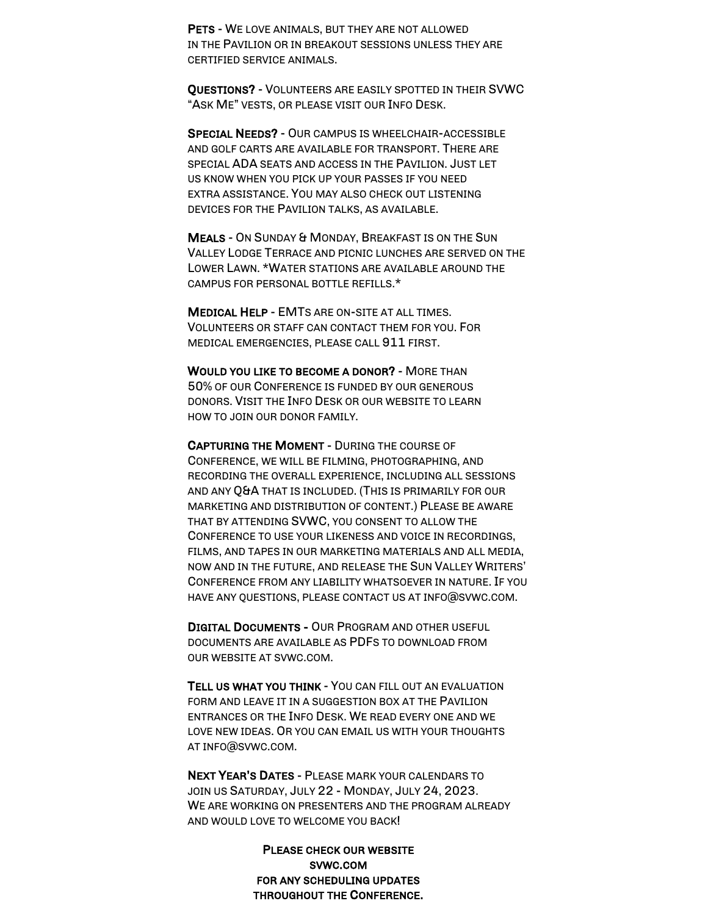**Pets** - We love animals, but they are not allowed in the Pavilion or in breakout sessions unless they are certified service animals.

**Questions?** - Volunteers are easily spotted in their SVWC "Ask Me" vests, or please visit our Info Desk.

**Special Needs?** - Our campus is wheelchair-accessible and golf carts are available for transport. There are special ADA seats and access in the Pavilion. Just let us know when you pick up your passes if you need extra assistance. You may also check out listening devices for the Pavilion talks, as available.

**Meals** - On Sunday & Monday, Breakfast is on the Sun Valley Lodge Terrace and picnic lunches are served on the Lower Lawn. *Water stations are available around the campus for personal bottle refills.*

**Medical Help** - EMTs are on-site at all times. Volunteers or staff can contact them for you. For medical emergencies, please call 911 first.

**Would you like to become a donor?** - More than 50% of our Conference is funded by our generous donors. Visit the Info Desk or our website to learn how to join our donor family.

**Capturing the Moment** - During the course of Conference, we will be filming, photographing, and recording the overall experience, including all sessions and any Q&A that is included. (This is primarily for our marketing and distribution of content.) Please be aware that by attending SVWC, you consent to allow the Conference to use your likeness and voice in recordings, films, and tapes in our marketing materials and all media, now and in the future, and release the Sun Valley Writers' Conference from any liability whatsoever in nature. If you have any questions, please contact us at info@svwc.com.

**Digital Documents** - Our Program and other useful documents are available as PDFs to download from our website at svwc.com.

**Tell us what you think** - You can fill out an evaluation form and leave it in a suggestion box at the Pavilion entrances or the Info Desk. We read every one and we love new ideas. Or you can email us with your thoughts at info@svwc.com.

**Next Year's Dates** - Please mark your calendars to join us Saturday, July 22 - Monday, July 24, 2023. We are working on presenters and the program already and would love to welcome you back!

**Please check our website svwc.com for any scheduling updates throughout the Conference.**